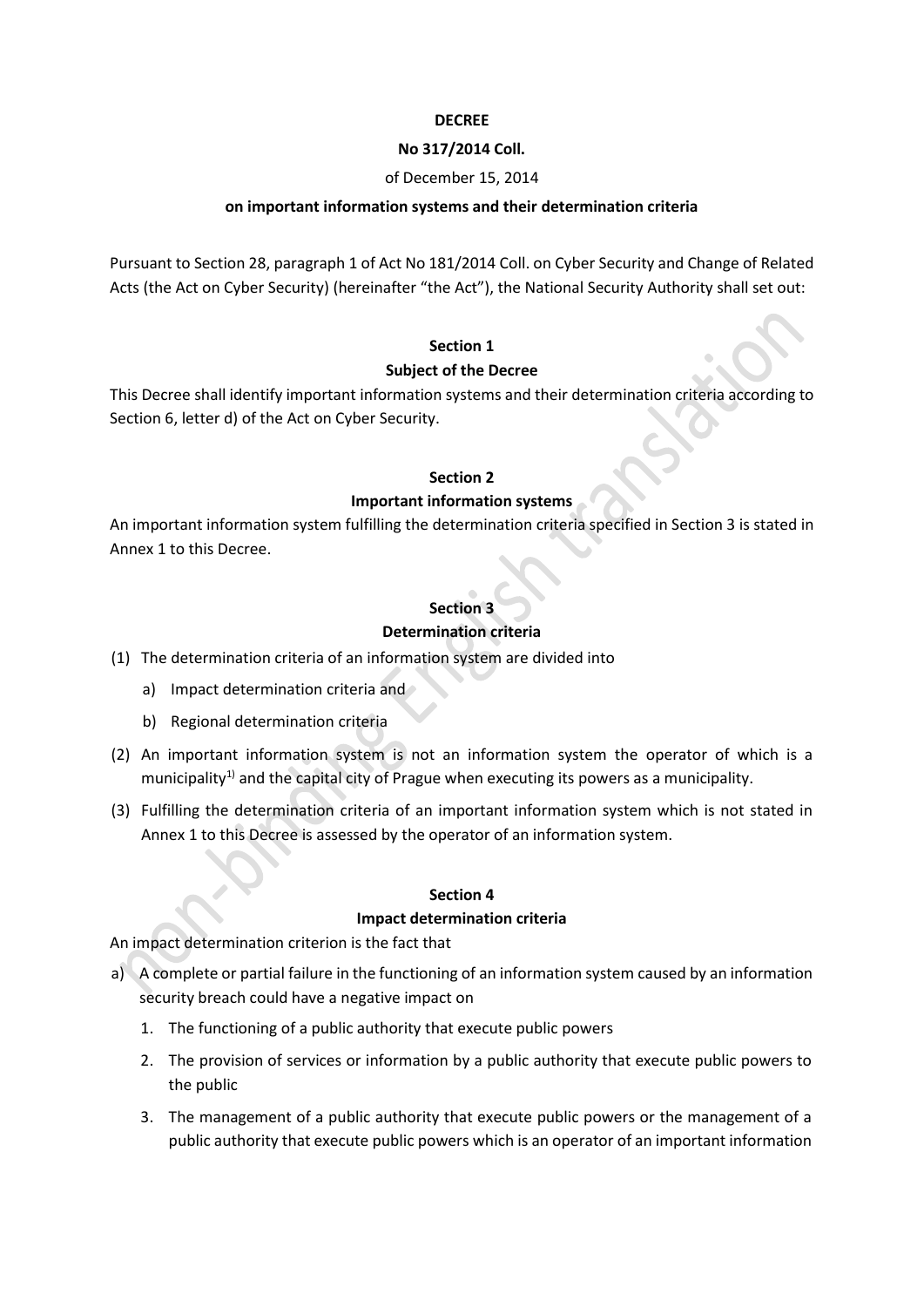**DECREE**

**No 317/2014 Coll.**

of December 15, 2014

**on important information systems and their determination criteria**

Pursuant to Section 28, paragraph 1 of Act No 181/2014 Coll. on Cyber Security and Change of Related Acts (the Act on Cyber Security) (hereinafter "the Act"), the National Security Authority shall set out:

**Section 1**

**Subject of the Decree**

This Decree shall identify important information systems and their determination criteria according to Section 6, letter d) of the Act on Cyber Security.

**Section 2**

**Important information systems**

An important information system fulfilling the determination criteria specified in Section 3 is stated in Annex 1 to this Decree.

**Section 3**

**Determination criteria**

(1) The determination criteria of an information system are divided into

  a) Impact determination criteria and

  b) Regional determination criteria

(2) An important information system is not an information system the operator of which is a municipality[1)] and the capital city of Prague when executing its powers as a municipality.

(3) Fulfilling the determination criteria of an important information system which is not stated in Annex 1 to this Decree is assessed by the operator of an information system.

**Section 4**

**Impact determination criteria**

An impact determination criterion is the fact that

a) A complete or partial failure in the functioning of an information system caused by an information security breach could have a negative impact on

  1. The functioning of a public authority that execute public powers

  2. The provision of services or information by a public authority that execute public powers to the public

  3. The management of a public authority that execute public powers or the management of a public authority that execute public powers which is an operator of an important information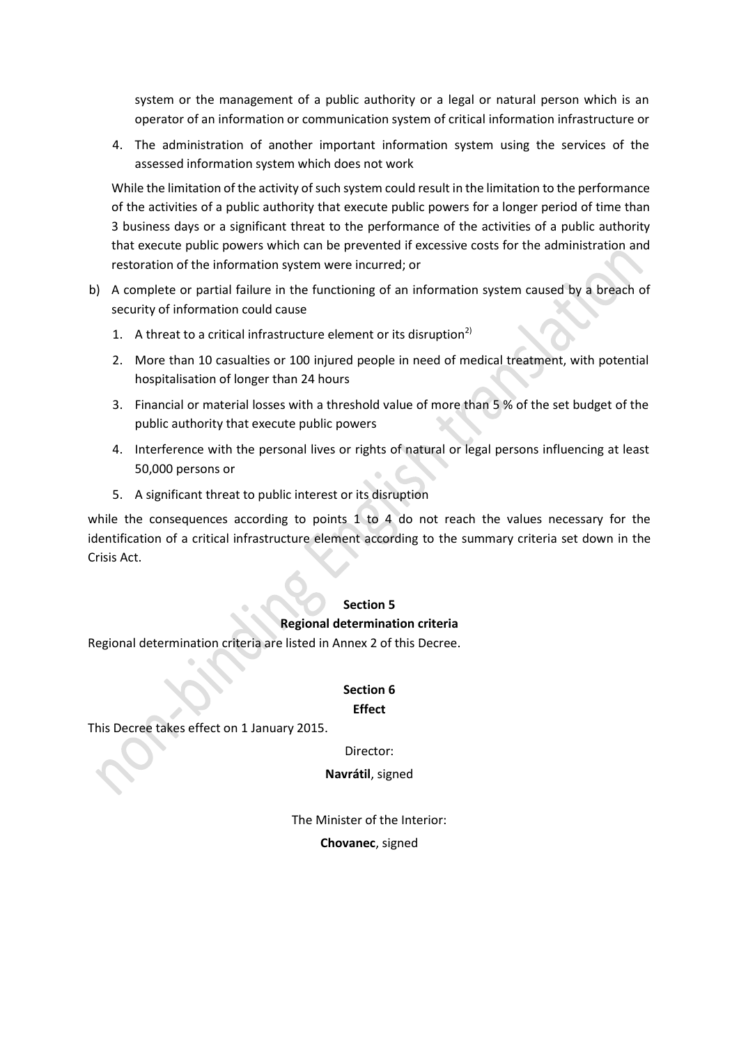system or the management of a public authority or a legal or natural person which is an operator of an information or communication system of critical information infrastructure or

4. The administration of another important information system using the services of the assessed information system which does not work

While the limitation of the activity of such system could result in the limitation to the performance of the activities of a public authority that execute public powers for a longer period of time than 3 business days or a significant threat to the performance of the activities of a public authority that execute public powers which can be prevented if excessive costs for the administration and restoration of the information system were incurred; or

b) A complete or partial failure in the functioning of an information system caused by a breach of security of information could cause

1. A threat to a critical infrastructure element or its disruption[2)]
2. More than 10 casualties or 100 injured people in need of medical treatment, with potential hospitalisation of longer than 24 hours
3. Financial or material losses with a threshold value of more than 5 % of the set budget of the public authority that execute public powers
4. Interference with the personal lives or rights of natural or legal persons influencing at least 50,000 persons or
5. A significant threat to public interest or its disruption

while the consequences according to points 1 to 4 do not reach the values necessary for the identification of a critical infrastructure element according to the summary criteria set down in the Crisis Act.

**Section 5**

**Regional determination criteria**

Regional determination criteria are listed in Annex 2 of this Decree.

**Section 6**

**Effect**

This Decree takes effect on 1 January 2015.

Director:

**Navrátil**, signed

The Minister of the Interior:

**Chovanec**, signed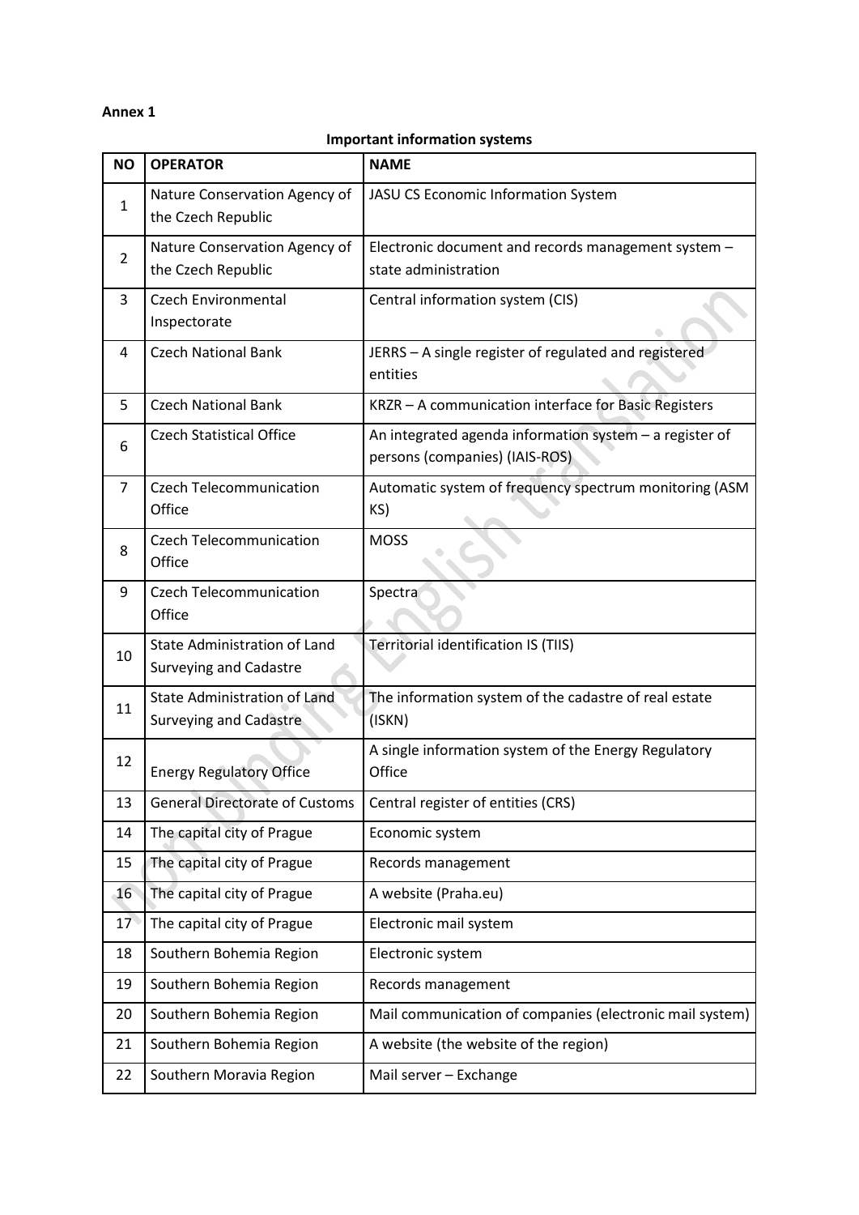**Annex 1**

**Important information systems**

| NO | OPERATOR | NAME |
|---|---|---|
| 1 | Nature Conservation Agency of the Czech Republic | JASU CS Economic Information System |
| 2 | Nature Conservation Agency of the Czech Republic | Electronic document and records management system – state administration |
| 3 | Czech Environmental Inspectorate | Central information system (CIS) |
| 4 | Czech National Bank | JERRS – A single register of regulated and registered entities |
| 5 | Czech National Bank | KRZR – A communication interface for Basic Registers |
| 6 | Czech Statistical Office | An integrated agenda information system – a register of persons (companies) (IAIS-ROS) |
| 7 | Czech Telecommunication Office | Automatic system of frequency spectrum monitoring (ASM KS) |
| 8 | Czech Telecommunication Office | MOSS |
| 9 | Czech Telecommunication Office | Spectra |
| 10 | State Administration of Land Surveying and Cadastre | Territorial identification IS (TIIS) |
| 11 | State Administration of Land Surveying and Cadastre | The information system of the cadastre of real estate (ISKN) |
| 12 | Energy Regulatory Office | A single information system of the Energy Regulatory Office |
| 13 | General Directorate of Customs | Central register of entities (CRS) |
| 14 | The capital city of Prague | Economic system |
| 15 | The capital city of Prague | Records management |
| 16 | The capital city of Prague | A website (Praha.eu) |
| 17 | The capital city of Prague | Electronic mail system |
| 18 | Southern Bohemia Region | Electronic system |
| 19 | Southern Bohemia Region | Records management |
| 20 | Southern Bohemia Region | Mail communication of companies (electronic mail system) |
| 21 | Southern Bohemia Region | A website (the website of the region) |
| 22 | Southern Moravia Region | Mail server – Exchange |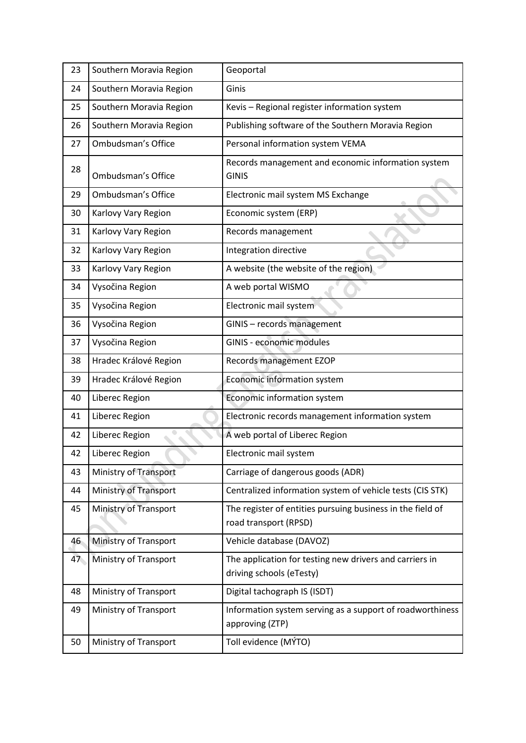| | | |
|---|---|---|
| 23 | Southern Moravia Region | Geoportal |
| 24 | Southern Moravia Region | Ginis |
| 25 | Southern Moravia Region | Kevis – Regional register information system |
| 26 | Southern Moravia Region | Publishing software of the Southern Moravia Region |
| 27 | Ombudsman's Office | Personal information system VEMA |
| 28 | Ombudsman's Office | Records management and economic information system GINIS |
| 29 | Ombudsman's Office | Electronic mail system MS Exchange |
| 30 | Karlovy Vary Region | Economic system (ERP) |
| 31 | Karlovy Vary Region | Records management |
| 32 | Karlovy Vary Region | Integration directive |
| 33 | Karlovy Vary Region | A website (the website of the region) |
| 34 | Vysočina Region | A web portal WISMO |
| 35 | Vysočina Region | Electronic mail system |
| 36 | Vysočina Region | GINIS – records management |
| 37 | Vysočina Region | GINIS - economic modules |
| 38 | Hradec Králové Region | Records management EZOP |
| 39 | Hradec Králové Region | Economic information system |
| 40 | Liberec Region | Economic information system |
| 41 | Liberec Region | Electronic records management information system |
| 42 | Liberec Region | A web portal of Liberec Region |
| 42 | Liberec Region | Electronic mail system |
| 43 | Ministry of Transport | Carriage of dangerous goods (ADR) |
| 44 | Ministry of Transport | Centralized information system of vehicle tests (CIS STK) |
| 45 | Ministry of Transport | The register of entities pursuing business in the field of road transport (RPSD) |
| 46 | Ministry of Transport | Vehicle database (DAVOZ) |
| 47 | Ministry of Transport | The application for testing new drivers and carriers in driving schools (eTesty) |
| 48 | Ministry of Transport | Digital tachograph IS (ISDT) |
| 49 | Ministry of Transport | Information system serving as a support of roadworthiness approving (ZTP) |
| 50 | Ministry of Transport | Toll evidence (MÝTO) |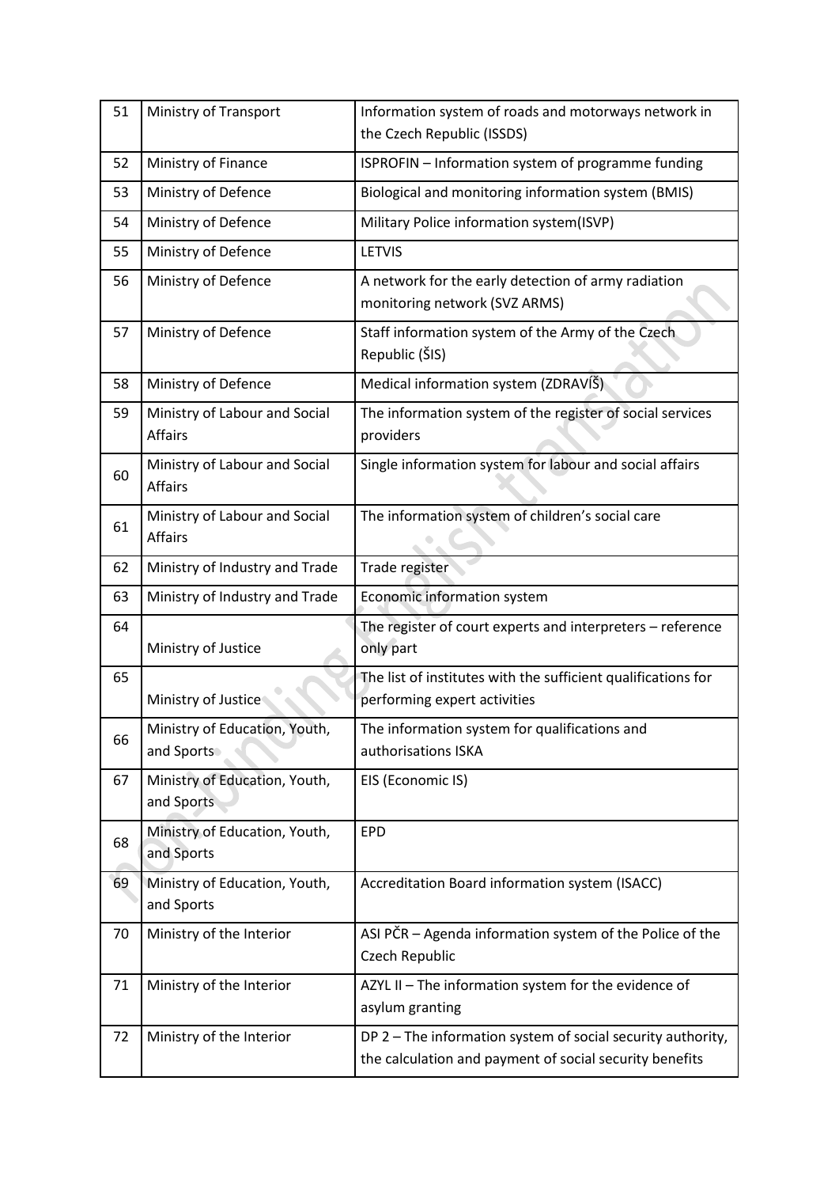| 51 | Ministry of Transport | Information system of roads and motorways network in the Czech Republic (ISSDS) |
|---|---|---|
| 52 | Ministry of Finance | ISPROFIN – Information system of programme funding |
| 53 | Ministry of Defence | Biological and monitoring information system (BMIS) |
| 54 | Ministry of Defence | Military Police information system(ISVP) |
| 55 | Ministry of Defence | LETVIS |
| 56 | Ministry of Defence | A network for the early detection of army radiation monitoring network (SVZ ARMS) |
| 57 | Ministry of Defence | Staff information system of the Army of the Czech Republic (ŠIS) |
| 58 | Ministry of Defence | Medical information system (ZDRAVÍŠ) |
| 59 | Ministry of Labour and Social Affairs | The information system of the register of social services providers |
| 60 | Ministry of Labour and Social Affairs | Single information system for labour and social affairs |
| 61 | Ministry of Labour and Social Affairs | The information system of children's social care |
| 62 | Ministry of Industry and Trade | Trade register |
| 63 | Ministry of Industry and Trade | Economic information system |
| 64 | Ministry of Justice | The register of court experts and interpreters – reference only part |
| 65 | Ministry of Justice | The list of institutes with the sufficient qualifications for performing expert activities |
| 66 | Ministry of Education, Youth, and Sports | The information system for qualifications and authorisations ISKA |
| 67 | Ministry of Education, Youth, and Sports | EIS (Economic IS) |
| 68 | Ministry of Education, Youth, and Sports | EPD |
| 69 | Ministry of Education, Youth, and Sports | Accreditation Board information system (ISACC) |
| 70 | Ministry of the Interior | ASI PČR – Agenda information system of the Police of the Czech Republic |
| 71 | Ministry of the Interior | AZYL II – The information system for the evidence of asylum granting |
| 72 | Ministry of the Interior | DP 2 – The information system of social security authority, the calculation and payment of social security benefits |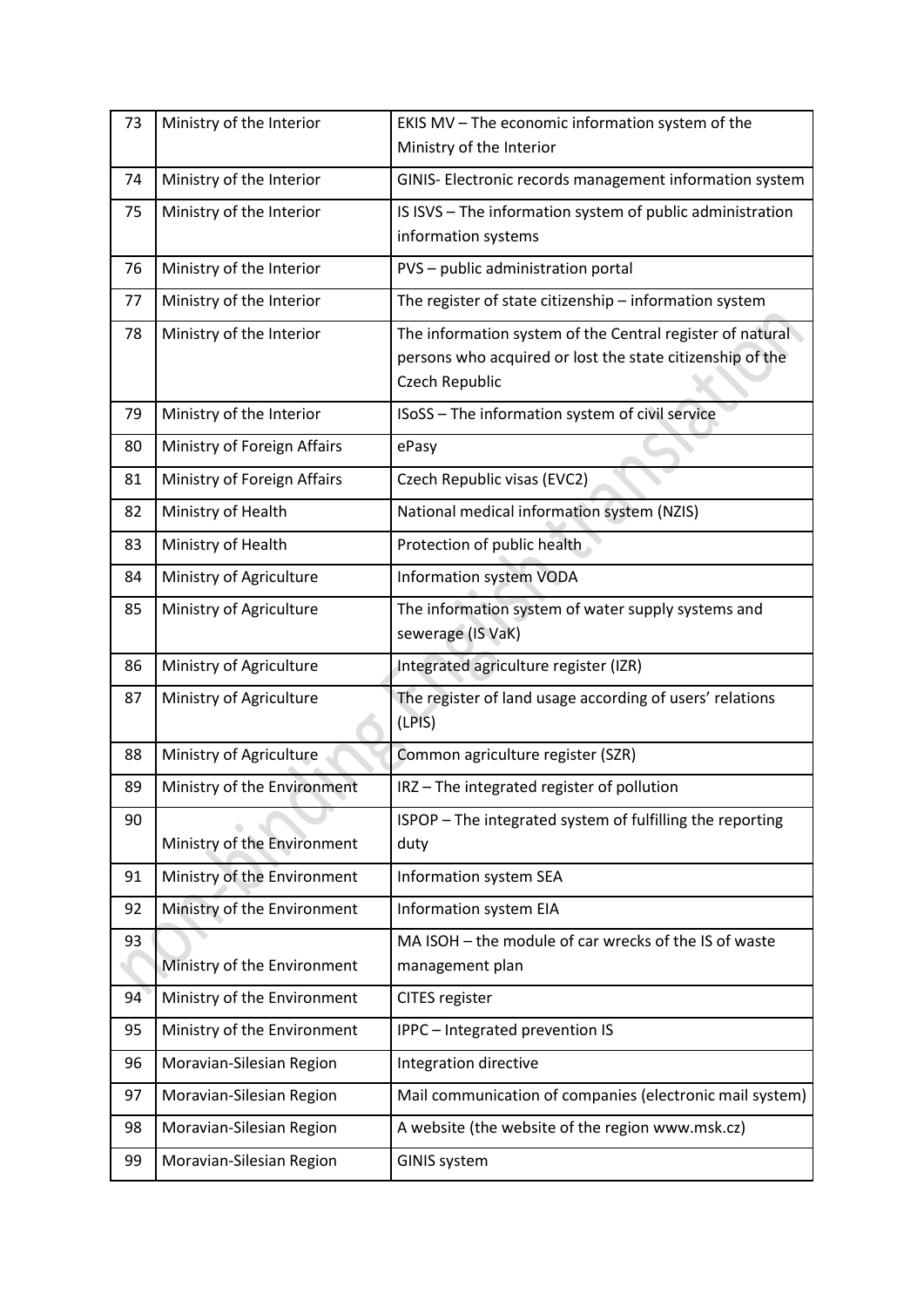| 73 | Ministry of the Interior | EKIS MV – The economic information system of the Ministry of the Interior |
|---|---|---|
| 74 | Ministry of the Interior | GINIS- Electronic records management information system |
| 75 | Ministry of the Interior | IS ISVS – The information system of public administration information systems |
| 76 | Ministry of the Interior | PVS – public administration portal |
| 77 | Ministry of the Interior | The register of state citizenship – information system |
| 78 | Ministry of the Interior | The information system of the Central register of natural persons who acquired or lost the state citizenship of the Czech Republic |
| 79 | Ministry of the Interior | ISoSS – The information system of civil service |
| 80 | Ministry of Foreign Affairs | ePasy |
| 81 | Ministry of Foreign Affairs | Czech Republic visas (EVC2) |
| 82 | Ministry of Health | National medical information system (NZIS) |
| 83 | Ministry of Health | Protection of public health |
| 84 | Ministry of Agriculture | Information system VODA |
| 85 | Ministry of Agriculture | The information system of water supply systems and sewerage (IS VaK) |
| 86 | Ministry of Agriculture | Integrated agriculture register (IZR) |
| 87 | Ministry of Agriculture | The register of land usage according of users' relations (LPIS) |
| 88 | Ministry of Agriculture | Common agriculture register (SZR) |
| 89 | Ministry of the Environment | IRZ – The integrated register of pollution |
| 90 | Ministry of the Environment | ISPOP – The integrated system of fulfilling the reporting duty |
| 91 | Ministry of the Environment | Information system SEA |
| 92 | Ministry of the Environment | Information system EIA |
| 93 | Ministry of the Environment | MA ISOH – the module of car wrecks of the IS of waste management plan |
| 94 | Ministry of the Environment | CITES register |
| 95 | Ministry of the Environment | IPPC – Integrated prevention IS |
| 96 | Moravian-Silesian Region | Integration directive |
| 97 | Moravian-Silesian Region | Mail communication of companies (electronic mail system) |
| 98 | Moravian-Silesian Region | A website (the website of the region www.msk.cz) |
| 99 | Moravian-Silesian Region | GINIS system |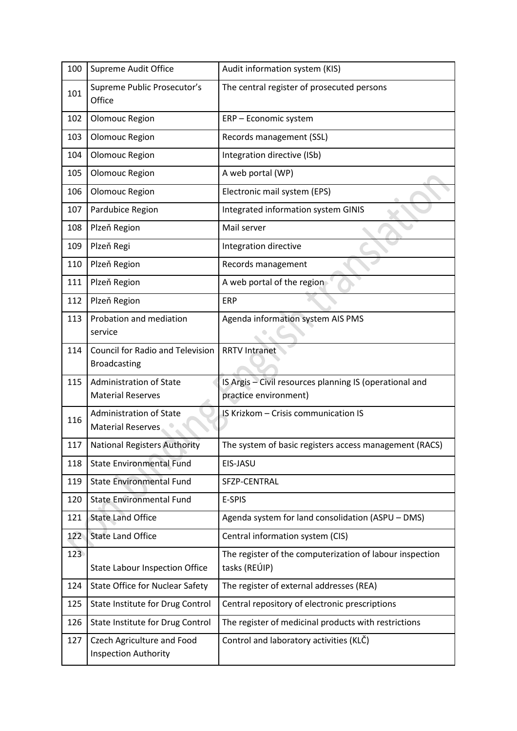| 100 | Supreme Audit Office | Audit information system (KIS) |
|---|---|---|
| 101 | Supreme Public Prosecutor's Office | The central register of prosecuted persons |
| 102 | Olomouc Region | ERP – Economic system |
| 103 | Olomouc Region | Records management (SSL) |
| 104 | Olomouc Region | Integration directive (ISb) |
| 105 | Olomouc Region | A web portal (WP) |
| 106 | Olomouc Region | Electronic mail system (EPS) |
| 107 | Pardubice Region | Integrated information system GINIS |
| 108 | Plzeň Region | Mail server |
| 109 | Plzeň Regi | Integration directive |
| 110 | Plzeň Region | Records management |
| 111 | Plzeň Region | A web portal of the region |
| 112 | Plzeň Region | ERP |
| 113 | Probation and mediation service | Agenda information system AIS PMS |
| 114 | Council for Radio and Television Broadcasting | RRTV Intranet |
| 115 | Administration of State Material Reserves | IS Argis – Civil resources planning IS (operational and practice environment) |
| 116 | Administration of State Material Reserves | IS Krizkom – Crisis communication IS |
| 117 | National Registers Authority | The system of basic registers access management (RACS) |
| 118 | State Environmental Fund | EIS-JASU |
| 119 | State Environmental Fund | SFZP-CENTRAL |
| 120 | State Environmental Fund | E-SPIS |
| 121 | State Land Office | Agenda system for land consolidation (ASPU – DMS) |
| 122 | State Land Office | Central information system (CIS) |
| 123 | State Labour Inspection Office | The register of the computerization of labour inspection tasks (REÚIP) |
| 124 | State Office for Nuclear Safety | The register of external addresses (REA) |
| 125 | State Institute for Drug Control | Central repository of electronic prescriptions |
| 126 | State Institute for Drug Control | The register of medicinal products with restrictions |
| 127 | Czech Agriculture and Food Inspection Authority | Control and laboratory activities (KLČ) |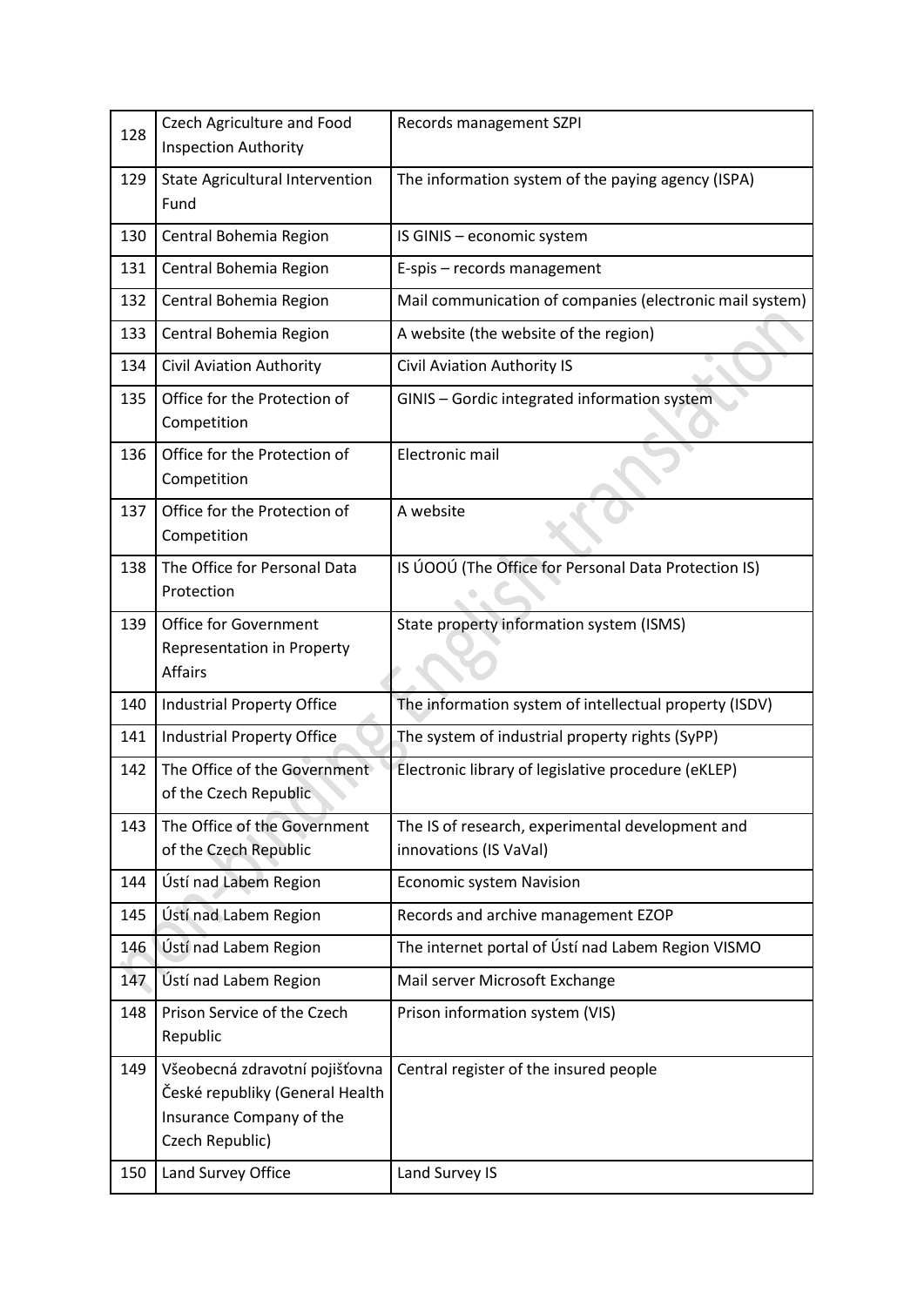| 128 | Czech Agriculture and Food Inspection Authority | Records management SZPI |
|---|---|---|
| 129 | State Agricultural Intervention Fund | The information system of the paying agency (ISPA) |
| 130 | Central Bohemia Region | IS GINIS – economic system |
| 131 | Central Bohemia Region | E-spis – records management |
| 132 | Central Bohemia Region | Mail communication of companies (electronic mail system) |
| 133 | Central Bohemia Region | A website (the website of the region) |
| 134 | Civil Aviation Authority | Civil Aviation Authority IS |
| 135 | Office for the Protection of Competition | GINIS – Gordic integrated information system |
| 136 | Office for the Protection of Competition | Electronic mail |
| 137 | Office for the Protection of Competition | A website |
| 138 | The Office for Personal Data Protection | IS ÚOOÚ (The Office for Personal Data Protection IS) |
| 139 | Office for Government Representation in Property Affairs | State property information system (ISMS) |
| 140 | Industrial Property Office | The information system of intellectual property (ISDV) |
| 141 | Industrial Property Office | The system of industrial property rights (SyPP) |
| 142 | The Office of the Government of the Czech Republic | Electronic library of legislative procedure (eKLEP) |
| 143 | The Office of the Government of the Czech Republic | The IS of research, experimental development and innovations (IS VaVal) |
| 144 | Ústí nad Labem Region | Economic system Navision |
| 145 | Ústí nad Labem Region | Records and archive management EZOP |
| 146 | Ústí nad Labem Region | The internet portal of Ústí nad Labem Region VISMO |
| 147 | Ústí nad Labem Region | Mail server Microsoft Exchange |
| 148 | Prison Service of the Czech Republic | Prison information system (VIS) |
| 149 | Všeobecná zdravotní pojišťovna České republiky (General Health Insurance Company of the Czech Republic) | Central register of the insured people |
| 150 | Land Survey Office | Land Survey IS |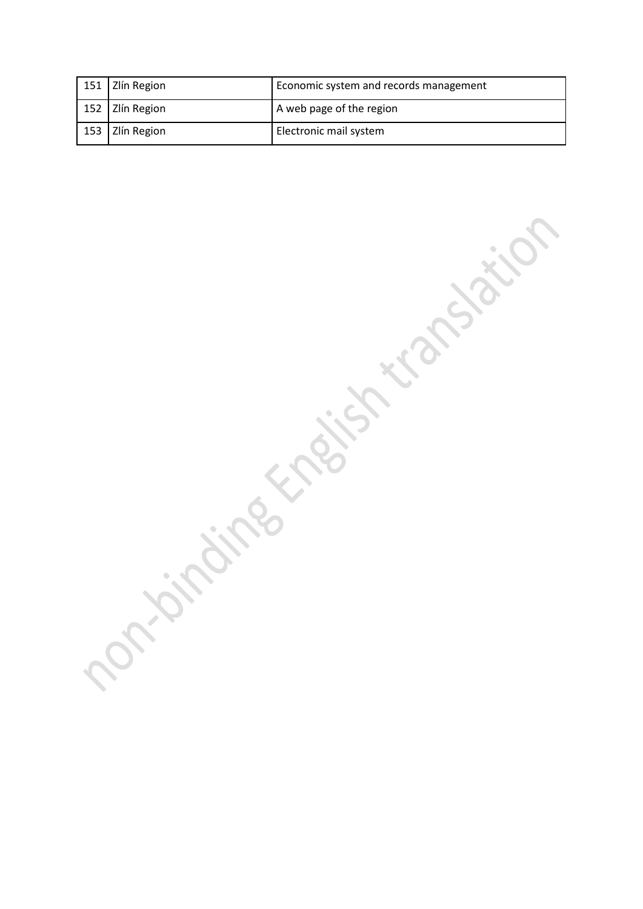| 151 | Zlín Region | Economic system and records management |
|---|---|---|
| 152 | Zlín Region | A web page of the region |
| 153 | Zlín Region | Electronic mail system |

non-binding English translation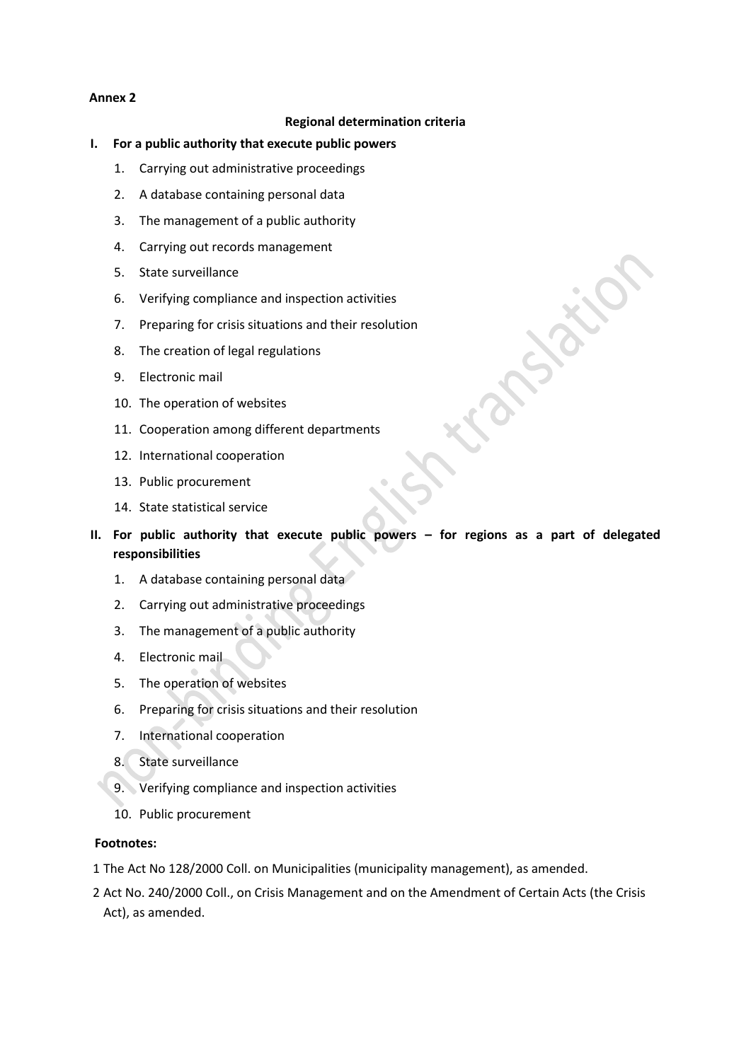**Annex 2**

**Regional determination criteria**

**I. For a public authority that execute public powers**

1. Carrying out administrative proceedings
2. A database containing personal data
3. The management of a public authority
4. Carrying out records management
5. State surveillance
6. Verifying compliance and inspection activities
7. Preparing for crisis situations and their resolution
8. The creation of legal regulations
9. Electronic mail
10. The operation of websites
11. Cooperation among different departments
12. International cooperation
13. Public procurement
14. State statistical service

**II. For public authority that execute public powers – for regions as a part of delegated responsibilities**

1. A database containing personal data
2. Carrying out administrative proceedings
3. The management of a public authority
4. Electronic mail
5. The operation of websites
6. Preparing for crisis situations and their resolution
7. International cooperation
8. State surveillance
9. Verifying compliance and inspection activities
10. Public procurement

**Footnotes:**

1 The Act No 128/2000 Coll. on Municipalities (municipality management), as amended.

2 Act No. 240/2000 Coll., on Crisis Management and on the Amendment of Certain Acts (the Crisis Act), as amended.